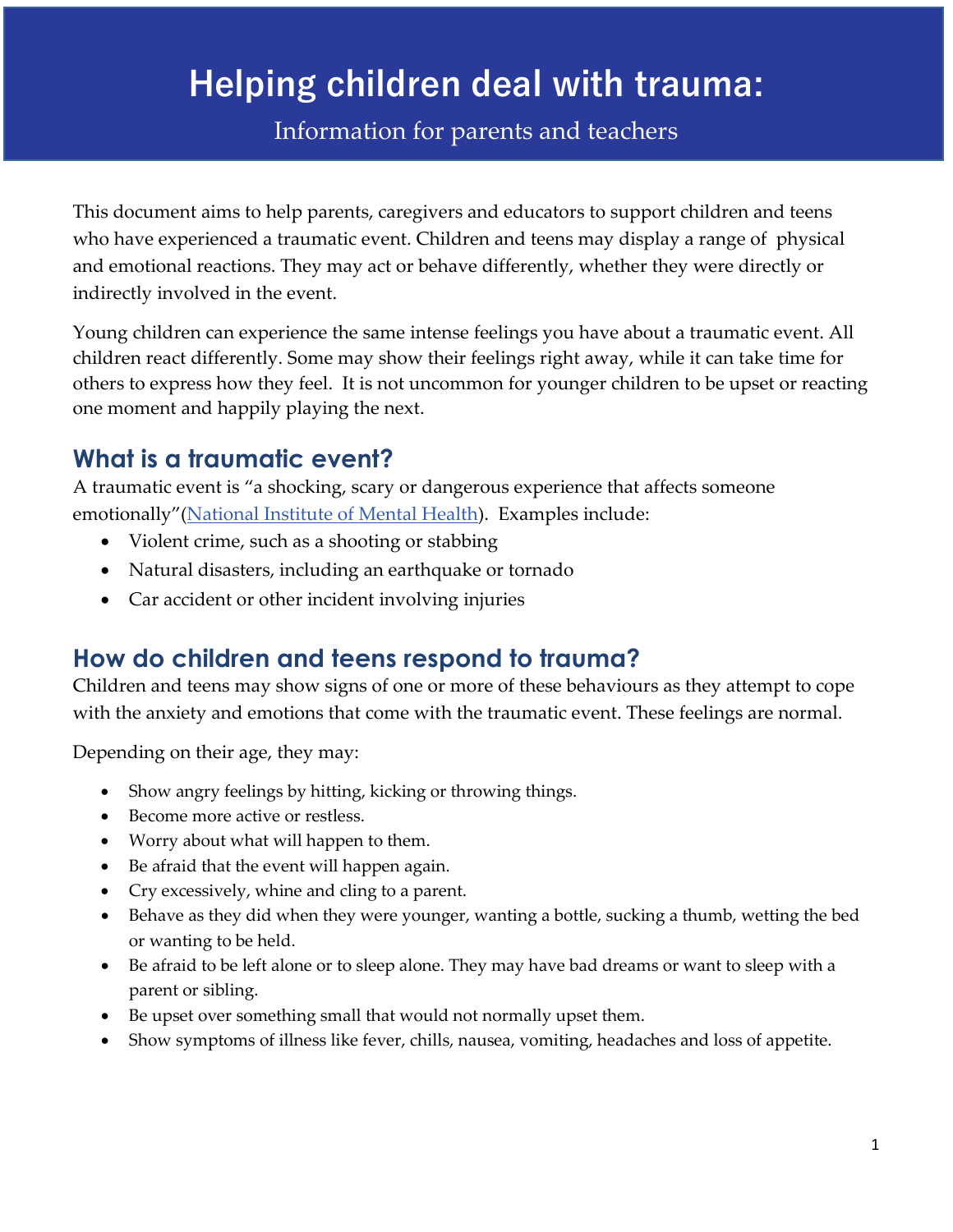# Helping children deal with trauma:

Information for parents and teachers

This document aims to help parents, caregivers and educators to support children and teens who have experienced a traumatic event. Children and teens may display a range of physical and emotional reactions. They may act or behave differently, whether they were directly or indirectly involved in the event.

Young children can experience the same intense feelings you have about a traumatic event. All children react differently. Some may show their feelings right away, while it can take time for others to express how they feel. It is not uncommon for younger children to be upset or reacting one moment and happily playing the next.

## What is a traumatic event?

A traumatic event is "a shocking, scary or dangerous experience that affects someone emotionally"(National Institute of Mental Health). Examples include:

- Violent crime, such as a shooting or stabbing
- Natural disasters, including an earthquake or tornado
- Car accident or other incident involving injuries

## How do children and teens respond to trauma?

Children and teens may show signs of one or more of these behaviours as they attempt to cope with the anxiety and emotions that come with the traumatic event. These feelings are normal.

Depending on their age, they may:

- Show angry feelings by hitting, kicking or throwing things.
- Become more active or restless.
- Worry about what will happen to them.
- Be afraid that the event will happen again.
- Cry excessively, whine and cling to a parent.
- Behave as they did when they were younger, wanting a bottle, sucking a thumb, wetting the bed or wanting to be held.
- Be afraid to be left alone or to sleep alone. They may have bad dreams or want to sleep with a parent or sibling.
- Be upset over something small that would not normally upset them.
- Show symptoms of illness like fever, chills, nausea, vomiting, headaches and loss of appetite.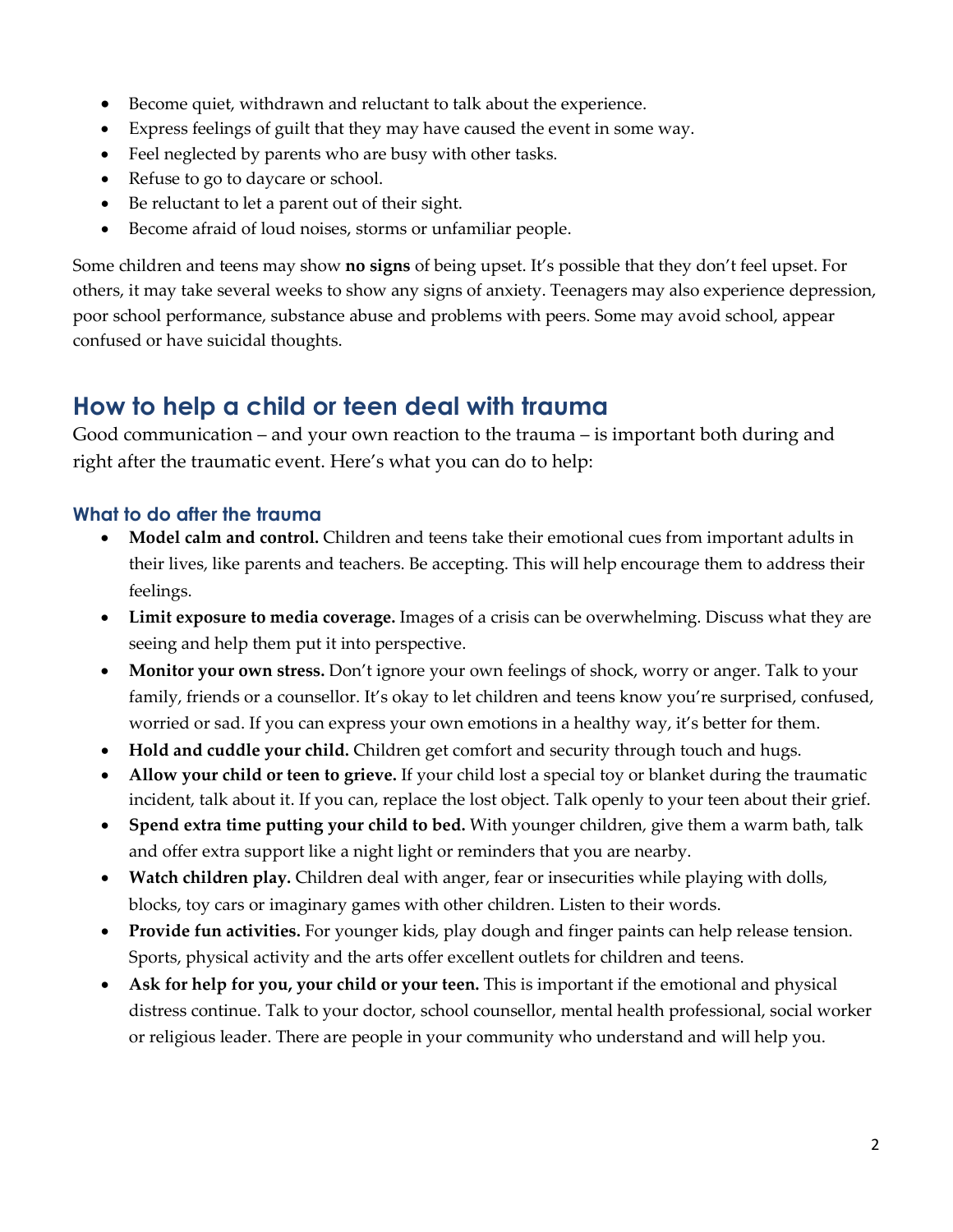- Become quiet, withdrawn and reluctant to talk about the experience.
- Express feelings of guilt that they may have caused the event in some way.
- Feel neglected by parents who are busy with other tasks.
- Refuse to go to daycare or school.
- Be reluctant to let a parent out of their sight.
- Become afraid of loud noises, storms or unfamiliar people.

Some children and teens may show **no signs** of being upset. It's possible that they don't feel upset. For others, it may take several weeks to show any signs of anxiety. Teenagers may also experience depression, poor school performance, substance abuse and problems with peers. Some may avoid school, appear confused or have suicidal thoughts.

## How to help a child or teen deal with trauma

Good communication – and your own reaction to the trauma – is important both during and right after the traumatic event. Here's what you can do to help:

### What to do after the trauma

- **Model calm and control.** Children and teens take their emotional cues from important adults in their lives, like parents and teachers. Be accepting. This will help encourage them to address their feelings.
- **Limit exposure to media coverage.** Images of a crisis can be overwhelming. Discuss what they are seeing and help them put it into perspective.
- **Monitor your own stress.** Don't ignore your own feelings of shock, worry or anger. Talk to your family, friends or a counsellor. It's okay to let children and teens know you're surprised, confused, worried or sad. If you can express your own emotions in a healthy way, it's better for them.
- **Hold and cuddle your child.** Children get comfort and security through touch and hugs.
- **Allow your child or teen to grieve.** If your child lost a special toy or blanket during the traumatic incident, talk about it. If you can, replace the lost object. Talk openly to your teen about their grief.
- **Spend extra time putting your child to bed.** With younger children, give them a warm bath, talk and offer extra support like a night light or reminders that you are nearby.
- **Watch children play.** Children deal with anger, fear or insecurities while playing with dolls, blocks, toy cars or imaginary games with other children. Listen to their words.
- **Provide fun activities.** For younger kids, play dough and finger paints can help release tension. Sports, physical activity and the arts offer excellent outlets for children and teens.
- **Ask for help for you, your child or your teen.** This is important if the emotional and physical distress continue. Talk to your doctor, school counsellor, mental health professional, social worker or religious leader. There are people in your community who understand and will help you.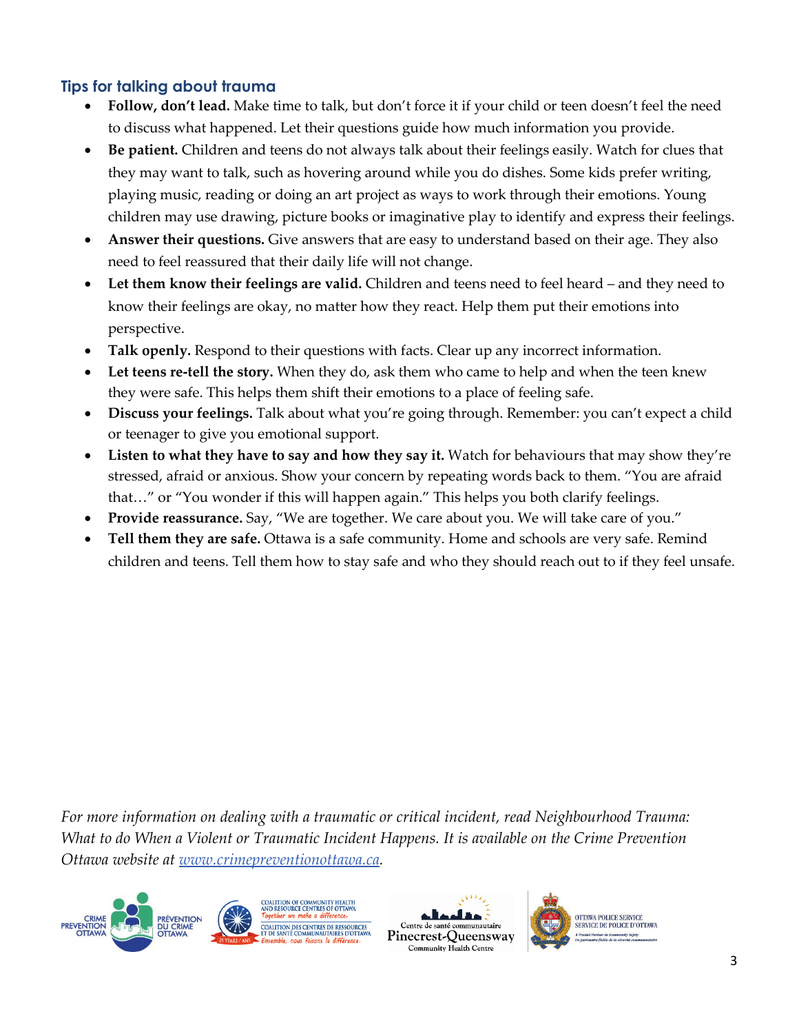### Tips for talking about trauma

- **Follow, don't lead.** Make time to talk, but don't force it if your child or teen doesn't feel the need to discuss what happened. Let their questions guide how much information you provide.
- **Be patient.** Children and teens do not always talk about their feelings easily. Watch for clues that they may want to talk, such as hovering around while you do dishes. Some kids prefer writing, playing music, reading or doing an art project as ways to work through their emotions. Young children may use drawing, picture books or imaginative play to identify and express their feelings.
- **Answer their questions.** Give answers that are easy to understand based on their age. They also need to feel reassured that their daily life will not change.
- **Let them know their feelings are valid.** Children and teens need to feel heard – and they need to know their feelings are okay, no matter how they react. Help them put their emotions into perspective.
- **Talk openly.** Respond to their questions with facts. Clear up any incorrect information.
- **Let teens re-tell the story.** When they do, ask them who came to help and when the teen knew they were safe. This helps them shift their emotions to a place of feeling safe.
- **Discuss your feelings.** Talk about what you're going through. Remember: you can't expect a child or teenager to give you emotional support.
- **Listen to what they have to say and how they say it.** Watch for behaviours that may show they're stressed, afraid or anxious. Show your concern by repeating words back to them. "You are afraid that…" or "You wonder if this will happen again." This helps you both clarify feelings.
- **Provide reassurance.** Say, "We are together. We care about you. We will take care of you."
- **Tell them they are safe.** Ottawa is a safe community. Home and schools are very safe. Remind children and teens. Tell them how to stay safe and who they should reach out to if they feel unsafe.

*For more information on dealing with a traumatic or critical incident, read Neighbourhood Trauma: What to do When a Violent or Traumatic Incident Happens. It is available on the Crime Prevention Ottawa website at [www.crimepreventionottawa.ca](http://www.crimepreventionottawa.ca).*

CRIME PREVENTION OTTAWA / PRÉVENTION DU CRIME OTTAWA

COALITION OF COMMUNITY HEALTH AND RESOURCE CENTRES OF OTTAWA — Together we make a difference. / COALITION DES CENTRES DE RESSOURCES ET DE SANTÉ COMMUNAUTAIRES D'OTTAWA — Ensemble, nous faisons la différence.

Centre de santé communautaire Pinecrest-Queensway Community Health Centre

OTTAWA POLICE SERVICE / SERVICE DE POLICE D'OTTAWA